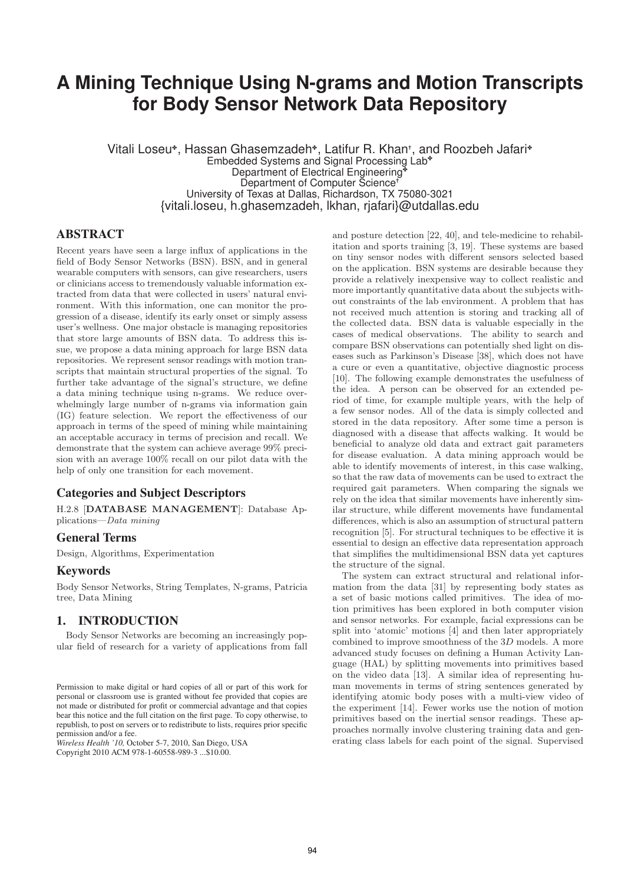# A Mining Technique Using N-grams and Motion Transcripts for Body Sensor Network Data Repository

Vitali Loseu[*], Hassan Ghasemzadeh[*], Latifur R. Khan[†], and Roozbeh Jafari[*]
Embedded Systems and Signal Processing Lab[*]
Department of Electrical Engineering[*]
Department of Computer Science[†]
University of Texas at Dallas, Richardson, TX 75080-3021
{vitali.loseu, h.ghasemzadeh, lkhan, rjafari}@utdallas.edu

## ABSTRACT

Recent years have seen a large influx of applications in the field of Body Sensor Networks (BSN). BSN, and in general wearable computers with sensors, can give researchers, users or clinicians access to tremendously valuable information extracted from data that were collected in users' natural environment. With this information, one can monitor the progression of a disease, identify its early onset or simply assess user's wellness. One major obstacle is managing repositories that store large amounts of BSN data. To address this issue, we propose a data mining approach for large BSN data repositories. We represent sensor readings with motion transcripts that maintain structural properties of the signal. To further take advantage of the signal's structure, we define a data mining technique using n-grams. We reduce overwhelmingly large number of n-grams via information gain (IG) feature selection. We report the effectiveness of our approach in terms of the speed of mining while maintaining an acceptable accuracy in terms of precision and recall. We demonstrate that the system can achieve average 99% precision with an average 100% recall on our pilot data with the help of only one transition for each movement.

### Categories and Subject Descriptors

H.2.8 [**DATABASE MANAGEMENT**]: Database Applications—*Data mining*

### General Terms

Design, Algorithms, Experimentation

### Keywords

Body Sensor Networks, String Templates, N-grams, Patricia tree, Data Mining

## 1. INTRODUCTION

Body Sensor Networks are becoming an increasingly popular field of research for a variety of applications from fall and posture detection [22, 40], and tele-medicine to rehabilitation and sports training [3, 19]. These systems are based on tiny sensor nodes with different sensors selected based on the application. BSN systems are desirable because they provide a relatively inexpensive way to collect realistic and more importantly quantitative data about the subjects without constraints of the lab environment. A problem that has not received much attention is storing and tracking all of the collected data. BSN data is valuable especially in the cases of medical observations. The ability to search and compare BSN observations can potentially shed light on diseases such as Parkinson's Disease [38], which does not have a cure or even a quantitative, objective diagnostic process [10]. The following example demonstrates the usefulness of the idea. A person can be observed for an extended period of time, for example multiple years, with the help of a few sensor nodes. All of the data is simply collected and stored in the data repository. After some time a person is diagnosed with a disease that affects walking. It would be beneficial to analyze old data and extract gait parameters for disease evaluation. A data mining approach would be able to identify movements of interest, in this case walking, so that the raw data of movements can be used to extract the required gait parameters. When comparing the signals we rely on the idea that similar movements have inherently similar structure, while different movements have fundamental differences, which is also an assumption of structural pattern recognition [5]. For structural techniques to be effective it is essential to design an effective data representation approach that simplifies the multidimensional BSN data yet captures the structure of the signal.

The system can extract structural and relational information from the data [31] by representing body states as a set of basic motions called primitives. The idea of motion primitives has been explored in both computer vision and sensor networks. For example, facial expressions can be split into 'atomic' motions [4] and then later appropriately combined to improve smoothness of the 3*D* models. A more advanced study focuses on defining a Human Activity Language (HAL) by splitting movements into primitives based on the video data [13]. A similar idea of representing human movements in terms of string sentences generated by identifying atomic body poses with a multi-view video of the experiment [14]. Fewer works use the notion of motion primitives based on the inertial sensor readings. These approaches normally involve clustering training data and generating class labels for each point of the signal. Supervised

Permission to make digital or hard copies of all or part of this work for personal or classroom use is granted without fee provided that copies are not made or distributed for profit or commercial advantage and that copies bear this notice and the full citation on the first page. To copy otherwise, to republish, to post on servers or to redistribute to lists, requires prior specific permission and/or a fee.
*Wireless Health '10,* October 5-7, 2010, San Diego, USA
Copyright 2010 ACM 978-1-60558-989-3 ...$10.00.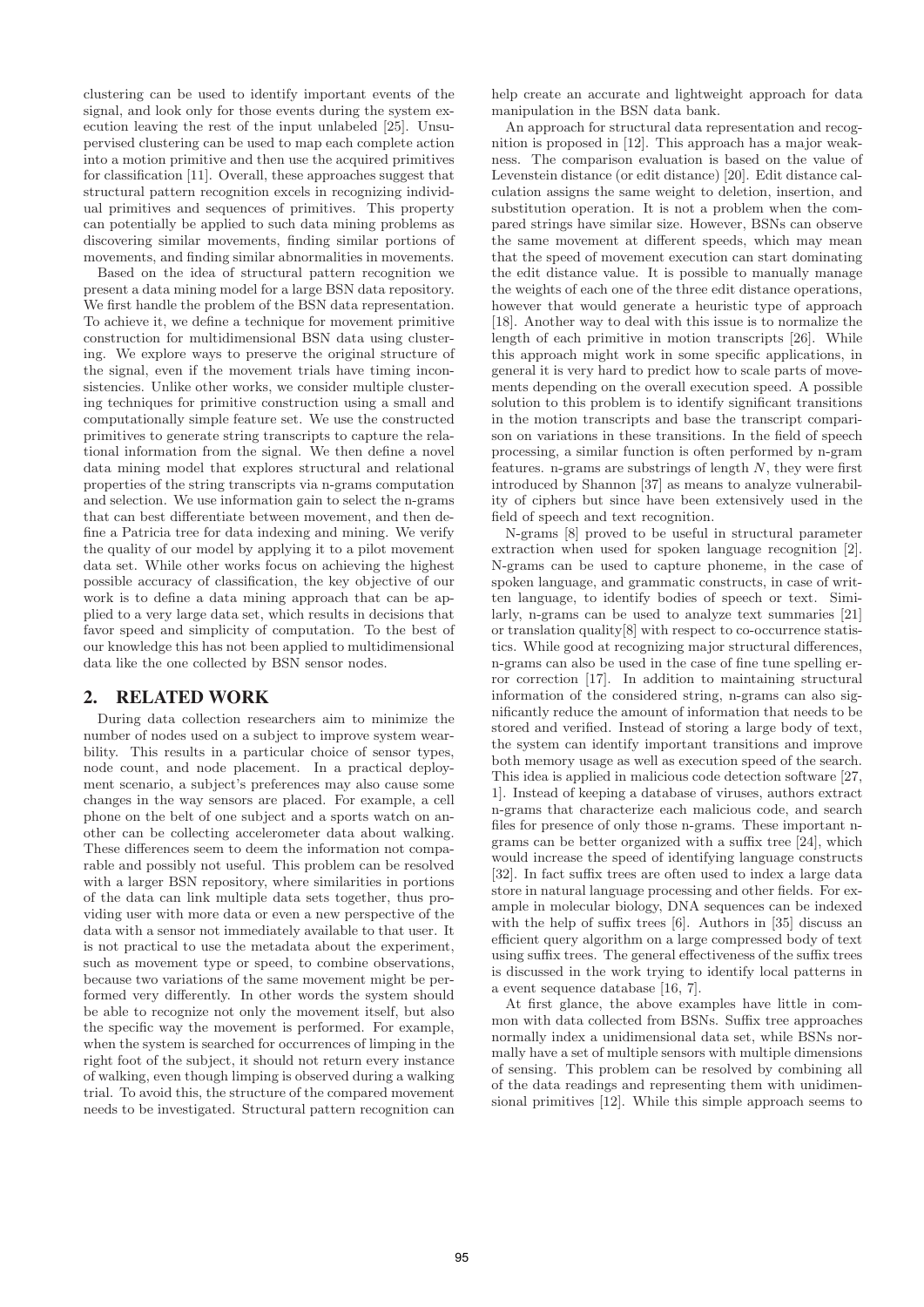clustering can be used to identify important events of the signal, and look only for those events during the system execution leaving the rest of the input unlabeled [25]. Unsupervised clustering can be used to map each complete action into a motion primitive and then use the acquired primitives for classification [11]. Overall, these approaches suggest that structural pattern recognition excels in recognizing individual primitives and sequences of primitives. This property can potentially be applied to such data mining problems as discovering similar movements, finding similar portions of movements, and finding similar abnormalities in movements.

Based on the idea of structural pattern recognition we present a data mining model for a large BSN data repository. We first handle the problem of the BSN data representation. To achieve it, we define a technique for movement primitive construction for multidimensional BSN data using clustering. We explore ways to preserve the original structure of the signal, even if the movement trials have timing inconsistencies. Unlike other works, we consider multiple clustering techniques for primitive construction using a small and computationally simple feature set. We use the constructed primitives to generate string transcripts to capture the relational information from the signal. We then define a novel data mining model that explores structural and relational properties of the string transcripts via n-grams computation and selection. We use information gain to select the n-grams that can best differentiate between movement, and then define a Patricia tree for data indexing and mining. We verify the quality of our model by applying it to a pilot movement data set. While other works focus on achieving the highest possible accuracy of classification, the key objective of our work is to define a data mining approach that can be applied to a very large data set, which results in decisions that favor speed and simplicity of computation. To the best of our knowledge this has not been applied to multidimensional data like the one collected by BSN sensor nodes.

## 2. RELATED WORK

During data collection researchers aim to minimize the number of nodes used on a subject to improve system wearbility. This results in a particular choice of sensor types, node count, and node placement. In a practical deployment scenario, a subject's preferences may also cause some changes in the way sensors are placed. For example, a cell phone on the belt of one subject and a sports watch on another can be collecting accelerometer data about walking. These differences seem to deem the information not comparable and possibly not useful. This problem can be resolved with a larger BSN repository, where similarities in portions of the data can link multiple data sets together, thus providing user with more data or even a new perspective of the data with a sensor not immediately available to that user. It is not practical to use the metadata about the experiment, such as movement type or speed, to combine observations, because two variations of the same movement might be performed very differently. In other words the system should be able to recognize not only the movement itself, but also the specific way the movement is performed. For example, when the system is searched for occurrences of limping in the right foot of the subject, it should not return every instance of walking, even though limping is observed during a walking trial. To avoid this, the structure of the compared movement needs to be investigated. Structural pattern recognition can help create an accurate and lightweight approach for data manipulation in the BSN data bank.

An approach for structural data representation and recognition is proposed in [12]. This approach has a major weakness. The comparison evaluation is based on the value of Levenstein distance (or edit distance) [20]. Edit distance calculation assigns the same weight to deletion, insertion, and substitution operation. It is not a problem when the compared strings have similar size. However, BSNs can observe the same movement at different speeds, which may mean that the speed of movement execution can start dominating the edit distance value. It is possible to manually manage the weights of each one of the three edit distance operations, however that would generate a heuristic type of approach [18]. Another way to deal with this issue is to normalize the length of each primitive in motion transcripts [26]. While this approach might work in some specific applications, in general it is very hard to predict how to scale parts of movements depending on the overall execution speed. A possible solution to this problem is to identify significant transitions in the motion transcripts and base the transcript comparison on variations in these transitions. In the field of speech processing, a similar function is often performed by n-gram features. n-grams are substrings of length $N$, they were first introduced by Shannon [37] as means to analyze vulnerability of ciphers but since have been extensively used in the field of speech and text recognition.

N-grams [8] proved to be useful in structural parameter extraction when used for spoken language recognition [2]. N-grams can be used to capture phoneme, in the case of spoken language, and grammatic constructs, in case of written language, to identify bodies of speech or text. Similarly, n-grams can be used to analyze text summaries [21] or translation quality[8] with respect to co-occurrence statistics. While good at recognizing major structural differences, n-grams can also be used in the case of fine tune spelling error correction [17]. In addition to maintaining structural information of the considered string, n-grams can also significantly reduce the amount of information that needs to be stored and verified. Instead of storing a large body of text, the system can identify important transitions and improve both memory usage as well as execution speed of the search. This idea is applied in malicious code detection software [27, 1]. Instead of keeping a database of viruses, authors extract n-grams that characterize each malicious code, and search files for presence of only those n-grams. These important n-grams can be better organized with a suffix tree [24], which would increase the speed of identifying language constructs [32]. In fact suffix trees are often used to index a large data store in natural language processing and other fields. For example in molecular biology, DNA sequences can be indexed with the help of suffix trees [6]. Authors in [35] discuss an efficient query algorithm on a large compressed body of text using suffix trees. The general effectiveness of the suffix trees is discussed in the work trying to identify local patterns in a event sequence database [16, 7].

At first glance, the above examples have little in common with data collected from BSNs. Suffix tree approaches normally index a unidimensional data set, while BSNs normally have a set of multiple sensors with multiple dimensions of sensing. This problem can be resolved by combining all of the data readings and representing them with unidimensional primitives [12]. While this simple approach seems to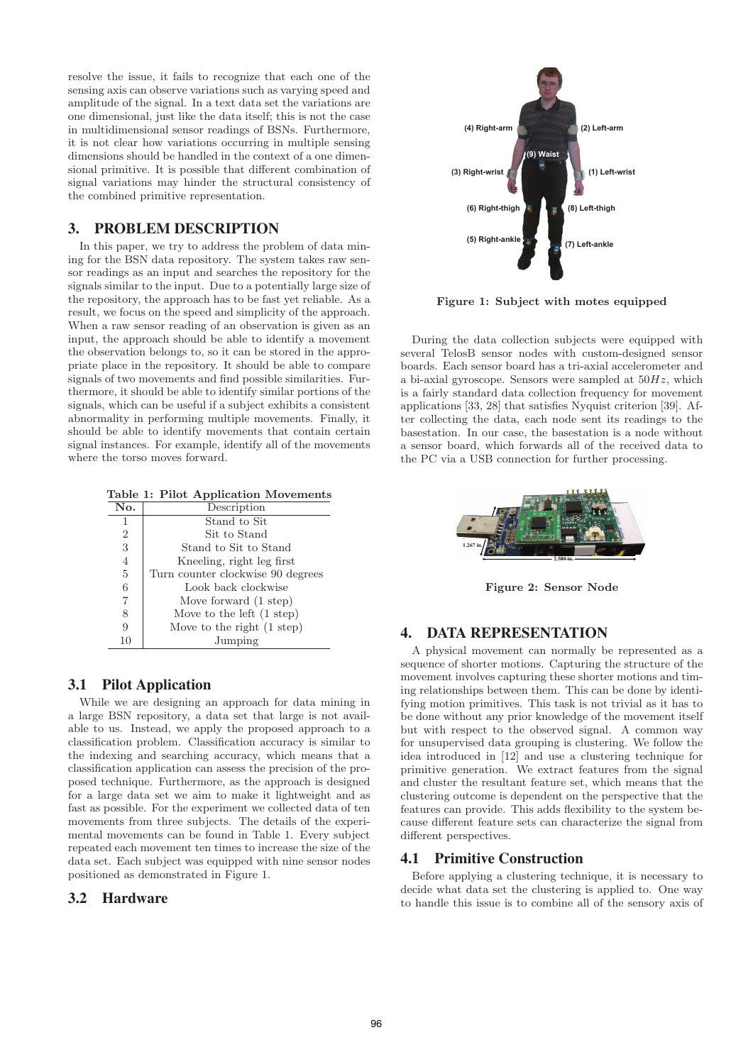resolve the issue, it fails to recognize that each one of the sensing axis can observe variations such as varying speed and amplitude of the signal. In a text data set the variations are one dimensional, just like the data itself; this is not the case in multidimensional sensor readings of BSNs. Furthermore, it is not clear how variations occurring in multiple sensing dimensions should be handled in the context of a one dimensional primitive. It is possible that different combination of signal variations may hinder the structural consistency of the combined primitive representation.

## 3. PROBLEM DESCRIPTION

In this paper, we try to address the problem of data mining for the BSN data repository. The system takes raw sensor readings as an input and searches the repository for the signals similar to the input. Due to a potentially large size of the repository, the approach has to be fast yet reliable. As a result, we focus on the speed and simplicity of the approach. When a raw sensor reading of an observation is given as an input, the approach should be able to identify a movement the observation belongs to, so it can be stored in the appropriate place in the repository. It should be able to compare signals of two movements and find possible similarities. Furthermore, it should be able to identify similar portions of the signals, which can be useful if a subject exhibits a consistent abnormality in performing multiple movements. Finally, it should be able to identify movements that contain certain signal instances. For example, identify all of the movements where the torso moves forward.

**Table 1: Pilot Application Movements**

| No. | Description |
|---|---|
| 1 | Stand to Sit |
| 2 | Sit to Stand |
| 3 | Stand to Sit to Stand |
| 4 | Kneeling, right leg first |
| 5 | Turn counter clockwise 90 degrees |
| 6 | Look back clockwise |
| 7 | Move forward (1 step) |
| 8 | Move to the left (1 step) |
| 9 | Move to the right (1 step) |
| 10 | Jumping |

### 3.1 Pilot Application

While we are designing an approach for data mining in a large BSN repository, a data set that large is not available to us. Instead, we apply the proposed approach to a classification problem. Classification accuracy is similar to the indexing and searching accuracy, which means that a classification application can assess the precision of the proposed technique. Furthermore, as the approach is designed for a large data set we aim to make it lightweight and as fast as possible. For the experiment we collected data of ten movements from three subjects. The details of the experimental movements can be found in Table 1. Every subject repeated each movement ten times to increase the size of the data set. Each subject was equipped with nine sensor nodes positioned as demonstrated in Figure 1.

### 3.2 Hardware

Figure 1: Subject with motes equipped

During the data collection subjects were equipped with several TelosB sensor nodes with custom-designed sensor boards. Each sensor board has a tri-axial accelerometer and a bi-axial gyroscope. Sensors were sampled at $50Hz$, which is a fairly standard data collection frequency for movement applications [33, 28] that satisfies Nyquist criterion [39]. After collecting the data, each node sent its readings to the basestation. In our case, the basestation is a node without a sensor board, which forwards all of the received data to the PC via a USB connection for further processing.

Figure 2: Sensor Node

## 4. DATA REPRESENTATION

A physical movement can normally be represented as a sequence of shorter motions. Capturing the structure of the movement involves capturing these shorter motions and timing relationships between them. This can be done by identifying motion primitives. This task is not trivial as it has to be done without any prior knowledge of the movement itself but with respect to the observed signal. A common way for unsupervised data grouping is clustering. We follow the idea introduced in [12] and use a clustering technique for primitive generation. We extract features from the signal and cluster the resultant feature set, which means that the clustering outcome is dependent on the perspective that the features can provide. This adds flexibility to the system because different feature sets can characterize the signal from different perspectives.

### 4.1 Primitive Construction

Before applying a clustering technique, it is necessary to decide what data set the clustering is applied to. One way to handle this issue is to combine all of the sensory axis of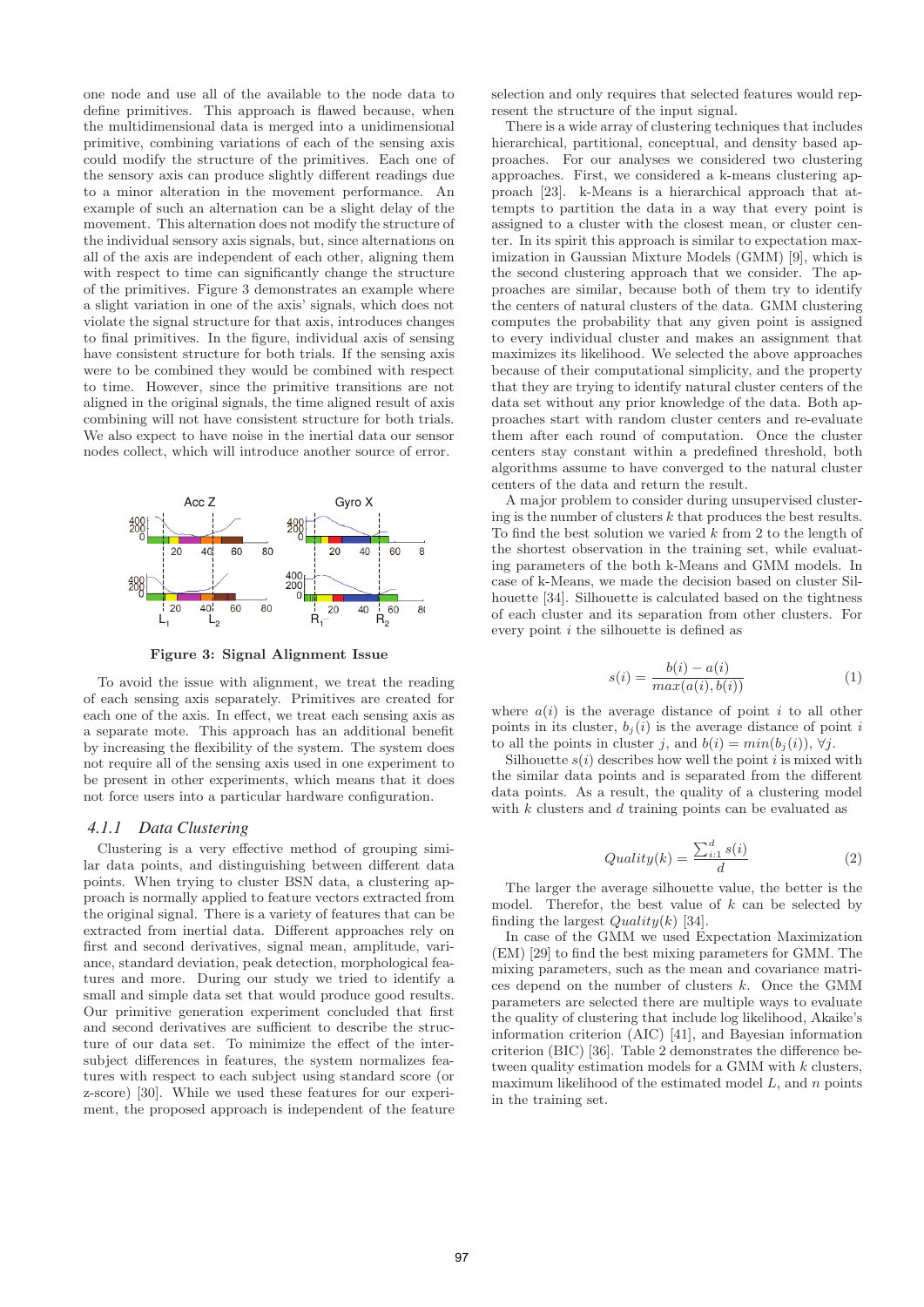one node and use all of the available to the node data to define primitives. This approach is flawed because, when the multidimensional data is merged into a unidimensional primitive, combining variations of each of the sensing axis could modify the structure of the primitives. Each one of the sensory axis can produce slightly different readings due to a minor alteration in the movement performance. An example of such an alternation can be a slight delay of the movement. This alternation does not modify the structure of the individual sensory axis signals, but, since alternations on all of the axis are independent of each other, aligning them with respect to time can significantly change the structure of the primitives. Figure 3 demonstrates an example where a slight variation in one of the axis' signals, which does not violate the signal structure for that axis, introduces changes to final primitives. In the figure, individual axis of sensing have consistent structure for both trials. If the sensing axis were to be combined they would be combined with respect to time. However, since the primitive transitions are not aligned in the original signals, the time aligned result of axis combining will not have consistent structure for both trials. We also expect to have noise in the inertial data our sensor nodes collect, which will introduce another source of error.

**Figure 3: Signal Alignment Issue**

To avoid the issue with alignment, we treat the reading of each sensing axis separately. Primitives are created for each one of the axis. In effect, we treat each sensing axis as a separate mote. This approach has an additional benefit by increasing the flexibility of the system. The system does not require all of the sensing axis used in one experiment to be present in other experiments, which means that it does not force users into a particular hardware configuration.

### 4.1.1 Data Clustering

Clustering is a very effective method of grouping similar data points, and distinguishing between different data points. When trying to cluster BSN data, a clustering approach is normally applied to feature vectors extracted from the original signal. There is a variety of features that can be extracted from inertial data. Different approaches rely on first and second derivatives, signal mean, amplitude, variance, standard deviation, peak detection, morphological features and more. During our study we tried to identify a small and simple data set that would produce good results. Our primitive generation experiment concluded that first and second derivatives are sufficient to describe the structure of our data set. To minimize the effect of the inter-subject differences in features, the system normalizes features with respect to each subject using standard score (or z-score) [30]. While we used these features for our experiment, the proposed approach is independent of the feature selection and only requires that selected features would represent the structure of the input signal.

There is a wide array of clustering techniques that includes hierarchical, partitional, conceptual, and density based approaches. For our analyses we considered two clustering approaches. First, we considered a k-means clustering approach [23]. k-Means is a hierarchical approach that attempts to partition the data in a way that every point is assigned to a cluster with the closest mean, or cluster center. In its spirit this approach is similar to expectation maximization in Gaussian Mixture Models (GMM) [9], which is the second clustering approach that we consider. The approaches are similar, because both of them try to identify the centers of natural clusters of the data. GMM clustering computes the probability that any given point is assigned to every individual cluster and makes an assignment that maximizes its likelihood. We selected the above approaches because of their computational simplicity, and the property that they are trying to identify natural cluster centers of the data set without any prior knowledge of the data. Both approaches start with random cluster centers and re-evaluate them after each round of computation. Once the cluster centers stay constant within a predefined threshold, both algorithms assume to have converged to the natural cluster centers of the data and return the result.

A major problem to consider during unsupervised clustering is the number of clusters $k$ that produces the best results. To find the best solution we varied $k$ from 2 to the length of the shortest observation in the training set, while evaluating parameters of the both k-Means and GMM models. In case of k-Means, we made the decision based on cluster Silhouette [34]. Silhouette is calculated based on the tightness of each cluster and its separation from other clusters. For every point $i$ the silhouette is defined as

$$s(i) = \frac{b(i) - a(i)}{max(a(i), b(i))} \tag{1}$$

where $a(i)$ is the average distance of point $i$ to all other points in its cluster, $b_j(i)$ is the average distance of point $i$ to all the points in cluster $j$, and $b(i) = min(b_j(i))$, $\forall j$.

Silhouette $s(i)$ describes how well the point $i$ is mixed with the similar data points and is separated from the different data points. As a result, the quality of a clustering model with $k$ clusters and $d$ training points can be evaluated as

$$Quality(k) = \frac{\sum_{i:1}^{d} s(i)}{d} \tag{2}$$

The larger the average silhouette value, the better is the model. Therefor, the best value of $k$ can be selected by finding the largest $Quality(k)$ [34].

In case of the GMM we used Expectation Maximization (EM) [29] to find the best mixing parameters for GMM. The mixing parameters, such as the mean and covariance matrices depend on the number of clusters $k$. Once the GMM parameters are selected there are multiple ways to evaluate the quality of clustering that include log likelihood, Akaike's information criterion (AIC) [41], and Bayesian information criterion (BIC) [36]. Table 2 demonstrates the difference between quality estimation models for a GMM with $k$ clusters, maximum likelihood of the estimated model $L$, and $n$ points in the training set.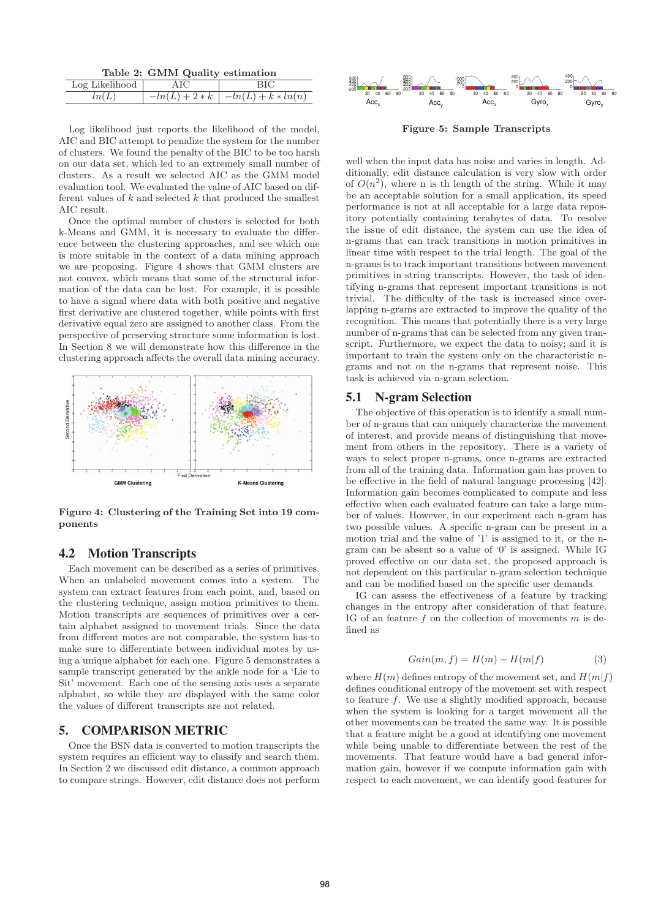**Table 2: GMM Quality estimation**

| Log Likelihood | AIC | BIC |
|---|---|---|
| $ln(L)$ | $-ln(L) + 2 * k$ | $-ln(L) + k * ln(n)$ |

Log likelihood just reports the likelihood of the model, AIC and BIC attempt to penalize the system for the number of clusters. We found the penalty of the BIC to be too harsh on our data set, which led to an extremely small number of clusters. As a result we selected AIC as the GMM model evaluation tool. We evaluated the value of AIC based on different values of $k$ and selected $k$ that produced the smallest AIC result.

Once the optimal number of clusters is selected for both k-Means and GMM, it is necessary to evaluate the difference between the clustering approaches, and see which one is more suitable in the context of a data mining approach we are proposing. Figure 4 shows that GMM clusters are not convex, which means that some of the structural information of the data can be lost. For example, it is possible to have a signal where data with both positive and negative first derivative are clustered together, while points with first derivative equal zero are assigned to another class. From the perspective of preserving structure some information is lost. In Section 8 we will demonstrate how this difference in the clustering approach affects the overall data mining accuracy.

**Figure 4: Clustering of the Training Set into 19 components**

## 4.2 Motion Transcripts

Each movement can be described as a series of primitives. When an unlabeled movement comes into a system. The system can extract features from each point, and, based on the clustering technique, assign motion primitives to them. Motion transcripts are sequences of primitives over a certain alphabet assigned to movement trials. Since the data from different motes are not comparable, the system has to make sure to differentiate between individual motes by using a unique alphabet for each one. Figure 5 demonstrates a sample transcript generated by the ankle node for a 'Lie to Sit' movement. Each one of the sensing axis uses a separate alphabet, so while they are displayed with the same color the values of different transcripts are not related.

# 5. COMPARISON METRIC

Once the BSN data is converted to motion transcripts the system requires an efficient way to classify and search them. In Section 2 we discussed edit distance, a common approach to compare strings. However, edit distance does not perform well when the input data has noise and varies in length. Additionally, edit distance calculation is very slow with order of $O(n^2)$, where n is th length of the string. While it may be an acceptable solution for a small application, its speed performance is not at all acceptable for a large data repository potentially containing terabytes of data. To resolve the issue of edit distance, the system can use the idea of n-grams that can track transitions in motion primitives in linear time with respect to the trial length. The goal of the n-grams is to track important transitions between movement primitives in string transcripts. However, the task of identifying n-grams that represent important transitions is not trivial. The difficulty of the task is increased since overlapping n-grams are extracted to improve the quality of the recognition. This means that potentially there is a very large number of n-grams that can be selected from any given transcript. Furthermore, we expect the data to noisy; and it is important to train the system only on the characteristic n-grams and not on the n-grams that represent noise. This task is achieved via n-gram selection.

**Figure 5: Sample Transcripts**

## 5.1 N-gram Selection

The objective of this operation is to identify a small number of n-grams that can uniquely characterize the movement of interest, and provide means of distinguishing that movement from others in the repository. There is a variety of ways to select proper n-grams, once n-grams are extracted from all of the training data. Information gain has proven to be effective in the field of natural language processing [42]. Information gain becomes complicated to compute and less effective when each evaluated feature can take a large number of values. However, in our experiment each n-gram has two possible values. A specific n-gram can be present in a motion trial and the value of '1' is assigned to it, or the n-gram can be absent so a value of '0' is assigned. While IG proved effective on our data set, the proposed approach is not dependent on this particular n-gram selection technique and can be modified based on the specific user demands.

IG can assess the effectiveness of a feature by tracking changes in the entropy after consideration of that feature. IG of an feature $f$ on the collection of movements $m$ is defined as

$$Gain(m, f) = H(m) - H(m|f) \tag{3}$$

where $H(m)$ defines entropy of the movement set, and $H(m|f)$ defines conditional entropy of the movement set with respect to feature $f$. We use a slightly modified approach, because when the system is looking for a target movement all the other movements can be treated the same way. It is possible that a feature might be a good at identifying one movement while being unable to differentiate between the rest of the movements. That feature would have a bad general information gain, however if we compute information gain with respect to each movement, we can identify good features for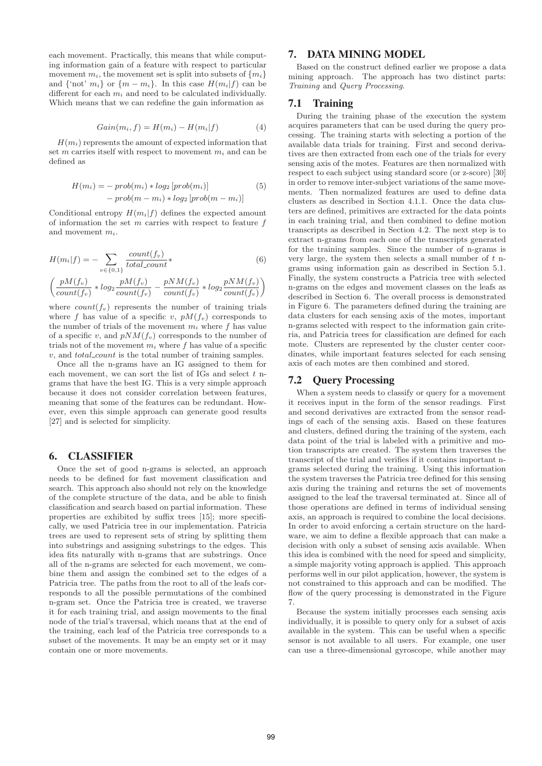each movement. Practically, this means that while computing information gain of a feature with respect to particular movement $m_i$, the movement set is split into subsets of $\{m_i\}$ and {'not' $m_i$} or $\{m - m_i\}$. In this case $H(m_i|f)$ can be different for each $m_i$ and need to be calculated individually. Which means that we can redefine the gain information as

$$Gain(m_i, f) = H(m_i) - H(m_i|f) \tag{4}$$

$H(m_i)$ represents the amount of expected information that set $m$ carries itself with respect to movement $m_i$ and can be defined as

$$\begin{aligned} H(m_i) = & - prob(m_i) * log_2\left[prob(m_i)\right] \\ & - prob(m - m_i) * log_2\left[prob(m - m_i)\right] \end{aligned} \tag{5}$$

Conditional entropy $H(m_i|f)$ defines the expected amount of information the set $m$ carries with respect to feature $f$ and movement $m_i$.

$$H(m_i|f) = - \sum_{v \in \{0,1\}} \frac{count(f_v)}{total\_count} * \tag{6}$$

$$\left( \frac{pM(f_v)}{count(f_v)} * log_2 \frac{pM(f_v)}{count(f_v)} - \frac{pNM(f_v)}{count(f_v)} * log_2 \frac{pNM(f_v)}{count(f_v)} \right)$$

where $count(f_v)$ represents the number of training trials where $f$ has value of a specific $v$, $pM(f_v)$ corresponds to the number of trials of the movement $m_i$ where $f$ has value of a specific $v$, and $pNM(f_v)$ corresponds to the number of trials not of the movement $m_i$ where $f$ has value of a specific $v$, and $total\_count$ is the total number of training samples.

Once all the n-grams have an IG assigned to them for each movement, we can sort the list of IGs and select $t$ n-grams that have the best IG. This is a very simple approach because it does not consider correlation between features, meaning that some of the features can be redundant. However, even this simple approach can generate good results [27] and is selected for simplicity.

# 6. CLASSIFIER

Once the set of good n-grams is selected, an approach needs to be defined for fast movement classification and search. This approach also should not rely on the knowledge of the complete structure of the data, and be able to finish classification and search based on partial information. These properties are exhibited by suffix trees [15]; more specifically, we used Patricia tree in our implementation. Patricia trees are used to represent sets of string by splitting them into substrings and assigning substrings to the edges. This idea fits naturally with n-grams that are substrings. Once all of the n-grams are selected for each movement, we combine them and assign the combined set to the edges of a Patricia tree. The paths from the root to all of the leafs corresponds to all the possible permutations of the combined n-gram set. Once the Patricia tree is created, we traverse it for each training trial, and assign movements to the final node of the trial's traversal, which means that at the end of the training, each leaf of the Patricia tree corresponds to a subset of the movements. It may be an empty set or it may contain one or more movements.

# 7. DATA MINING MODEL

Based on the construct defined earlier we propose a data mining approach. The approach has two distinct parts: *Training* and *Query Processing*.

## 7.1 Training

During the training phase of the execution the system acquires parameters that can be used during the query processing. The training starts with selecting a portion of the available data trials for training. First and second derivatives are then extracted from each one of the trials for every sensing axis of the motes. Features are then normalized with respect to each subject using standard score (or z-score) [30] in order to remove inter-subject variations of the same movements. Then normalized features are used to define data clusters as described in Section 4.1.1. Once the data clusters are defined, primitives are extracted for the data points in each training trial, and then combined to define motion transcripts as described in Section 4.2. The next step is to extract n-grams from each one of the transcripts generated for the training samples. Since the number of n-grams is very large, the system then selects a small number of $t$ n-grams using information gain as described in Section 5.1. Finally, the system constructs a Patricia tree with selected n-grams on the edges and movement classes on the leafs as described in Section 6. The overall process is demonstrated in Figure 6. The parameters defined during the training are data clusters for each sensing axis of the motes, important n-grams selected with respect to the information gain criteria, and Patricia trees for classification are defined for each mote. Clusters are represented by the cluster center coordinates, while important features selected for each sensing axis of each motes are then combined and stored.

## 7.2 Query Processing

When a system needs to classify or query for a movement it receives input in the form of the sensor readings. First and second derivatives are extracted from the sensor readings of each of the sensing axis. Based on these features and clusters, defined during the training of the system, each data point of the trial is labeled with a primitive and motion transcripts are created. The system then traverses the transcript of the trial and verifies if it contains important n-grams selected during the training. Using this information the system traverses the Patricia tree defined for this sensing axis during the training and returns the set of movements assigned to the leaf the traversal terminated at. Since all of those operations are defined in terms of individual sensing axis, an approach is required to combine the local decisions. In order to avoid enforcing a certain structure on the hardware, we aim to define a flexible approach that can make a decision with only a subset of sensing axis available. When this idea is combined with the need for speed and simplicity, a simple majority voting approach is applied. This approach performs well in our pilot application, however, the system is not constrained to this approach and can be modified. The flow of the query processing is demonstrated in the Figure 7.

Because the system initially processes each sensing axis individually, it is possible to query only for a subset of axis available in the system. This can be useful when a specific sensor is not available to all users. For example, one user can use a three-dimensional gyroscope, while another may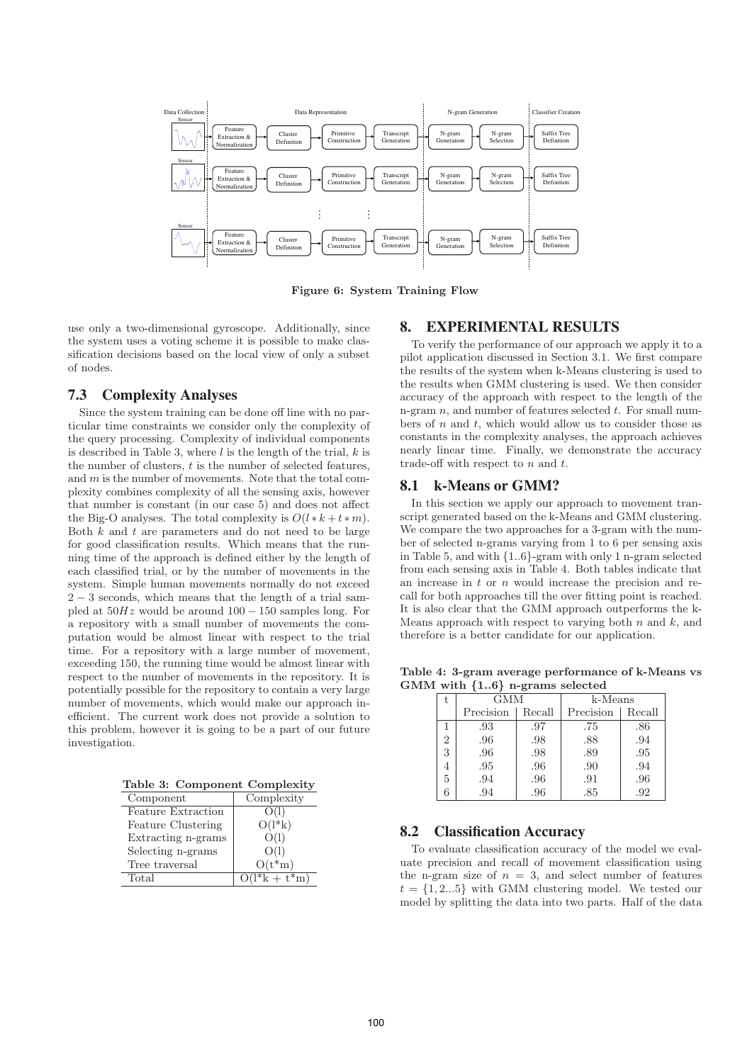Figure 6: System Training Flow

use only a two-dimensional gyroscope. Additionally, since the system uses a voting scheme it is possible to make classification decisions based on the local view of only a subset of nodes.

## 7.3 Complexity Analyses

Since the system training can be done off line with no particular time constraints we consider only the complexity of the query processing. Complexity of individual components is described in Table 3, where $l$ is the length of the trial, $k$ is the number of clusters, $t$ is the number of selected features, and $m$ is the number of movements. Note that the total complexity combines complexity of all the sensing axis, however that number is constant (in our case 5) and does not affect the Big-O analyses. The total complexity is $O(l * k + t * m)$. Both $k$ and $t$ are parameters and do not need to be large for good classification results. Which means that the running time of the approach is defined either by the length of each classified trial, or by the number of movements in the system. Simple human movements normally do not exceed $2 - 3$ seconds, which means that the length of a trial sampled at $50Hz$ would be around $100 - 150$ samples long. For a repository with a small number of movements the computation would be almost linear with respect to the trial time. For a repository with a large number of movement, exceeding 150, the running time would be almost linear with respect to the number of movements in the repository. It is potentially possible for the repository to contain a very large number of movements, which would make our approach inefficient. The current work does not provide a solution to this problem, however it is going to be a part of our future investigation.

**Table 3: Component Complexity**

| Component | Complexity |
|---|---|
| Feature Extraction | O(l) |
| Feature Clustering | O(l*k) |
| Extracting n-grams | O(l) |
| Selecting n-grams | O(l) |
| Tree traversal | O(t*m) |
| Total | O(l*k + t*m) |

## 8. EXPERIMENTAL RESULTS

To verify the performance of our approach we apply it to a pilot application discussed in Section 3.1. We first compare the results of the system when k-Means clustering is used to the results when GMM clustering is used. We then consider accuracy of the approach with respect to the length of the n-gram $n$, and number of features selected $t$. For small numbers of $n$ and $t$, which would allow us to consider those as constants in the complexity analyses, the approach achieves nearly linear time. Finally, we demonstrate the accuracy trade-off with respect to $n$ and $t$.

## 8.1 k-Means or GMM?

In this section we apply our approach to movement transcript generated based on the k-Means and GMM clustering. We compare the two approaches for a 3-gram with the number of selected n-grams varying from 1 to 6 per sensing axis in Table 5, and with {1..6}-gram with only 1 n-gram selected from each sensing axis in Table 4. Both tables indicate that an increase in $t$ or $n$ would increase the precision and recall for both approaches till the over fitting point is reached. It is also clear that the GMM approach outperforms the k-Means approach with respect to varying both $n$ and $k$, and therefore is a better candidate for our application.

**Table 4: 3-gram average performance of k-Means vs GMM with {1..6} n-grams selected**

| t | GMM | | k-Means | |
|---|---|---|---|---|
| | Precision | Recall | Precision | Recall |
| 1 | .93 | .97 | .75 | .86 |
| 2 | .96 | .98 | .88 | .94 |
| 3 | .96 | .98 | .89 | .95 |
| 4 | .95 | .96 | .90 | .94 |
| 5 | .94 | .96 | .91 | .96 |
| 6 | .94 | .96 | .85 | .92 |

## 8.2 Classification Accuracy

To evaluate classification accuracy of the model we evaluate precision and recall of movement classification using the n-gram size of $n = 3$, and select number of features $t = \{1, 2...5\}$ with GMM clustering model. We tested our model by splitting the data into two parts. Half of the data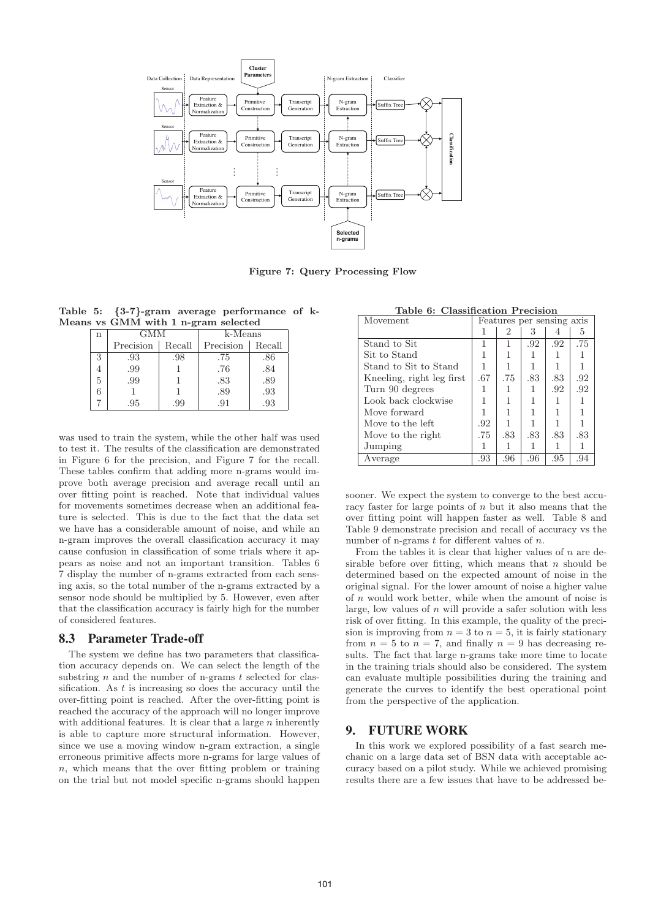Figure 7: Query Processing Flow

Table 5: {3-7}-gram average performance of k-Means vs GMM with 1 n-gram selected

| n | GMM | | k-Means | |
|---|---|---|---|---|
| | Precision | Recall | Precision | Recall |
| 3 | .93 | .98 | .75 | .86 |
| 4 | .99 | 1 | .76 | .84 |
| 5 | .99 | 1 | .83 | .89 |
| 6 | 1 | 1 | .89 | .93 |
| 7 | .95 | .99 | .91 | .93 |

was used to train the system, while the other half was used to test it. The results of the classification are demonstrated in Figure 6 for the precision, and Figure 7 for the recall. These tables confirm that adding more n-grams would improve both average precision and average recall until an over fitting point is reached. Note that individual values for movements sometimes decrease when an additional feature is selected. This is due to the fact that the data set we have has a considerable amount of noise, and while an n-gram improves the overall classification accuracy it may cause confusion in classification of some trials where it appears as noise and not an important transition. Tables 6 7 display the number of n-grams extracted from each sensing axis, so the total number of the n-grams extracted by a sensor node should be multiplied by 5. However, even after that the classification accuracy is fairly high for the number of considered features.

## 8.3 Parameter Trade-off

The system we define has two parameters that classification accuracy depends on. We can select the length of the substring $n$ and the number of n-grams $t$ selected for classification. As $t$ is increasing so does the accuracy until the over-fitting point is reached. After the over-fitting point is reached the accuracy of the approach will no longer improve with additional features. It is clear that a large $n$ inherently is able to capture more structural information. However, since we use a moving window n-gram extraction, a single erroneous primitive affects more n-grams for large values of $n$, which means that the over fitting problem or training on the trial but not model specific n-grams should happen sooner. We expect the system to converge to the best accuracy faster for large points of $n$ but it also means that the over fitting point will happen faster as well. Table 8 and Table 9 demonstrate precision and recall of accuracy vs the number of n-grams $t$ for different values of $n$.

Table 6: Classification Precision

| Movement | Features per sensing axis | | | | |
|---|---|---|---|---|---|
| | 1 | 2 | 3 | 4 | 5 |
| Stand to Sit | 1 | 1 | .92 | .92 | .75 |
| Sit to Stand | 1 | 1 | 1 | 1 | 1 |
| Stand to Sit to Stand | 1 | 1 | 1 | 1 | 1 |
| Kneeling, right leg first | .67 | .75 | .83 | .83 | .92 |
| Turn 90 degrees | 1 | 1 | 1 | .92 | .92 |
| Look back clockwise | 1 | 1 | 1 | 1 | 1 |
| Move forward | 1 | 1 | 1 | 1 | 1 |
| Move to the left | .92 | 1 | 1 | 1 | 1 |
| Move to the right | .75 | .83 | .83 | .83 | .83 |
| Jumping | 1 | 1 | 1 | 1 | 1 |
| Average | .93 | .96 | .96 | .95 | .94 |

From the tables it is clear that higher values of $n$ are desirable before over fitting, which means that $n$ should be determined based on the expected amount of noise in the original signal. For the lower amount of noise a higher value of $n$ would work better, while when the amount of noise is large, low values of $n$ will provide a safer solution with less risk of over fitting. In this example, the quality of the precision is improving from $n = 3$ to $n = 5$, it is fairly stationary from $n = 5$ to $n = 7$, and finally $n = 9$ has decreasing results. The fact that large n-grams take more time to locate in the training trials should also be considered. The system can evaluate multiple possibilities during the training and generate the curves to identify the best operational point from the perspective of the application.

# 9. FUTURE WORK

In this work we explored possibility of a fast search mechanic on a large data set of BSN data with acceptable accuracy based on a pilot study. While we achieved promising results there are a few issues that have to be addressed be-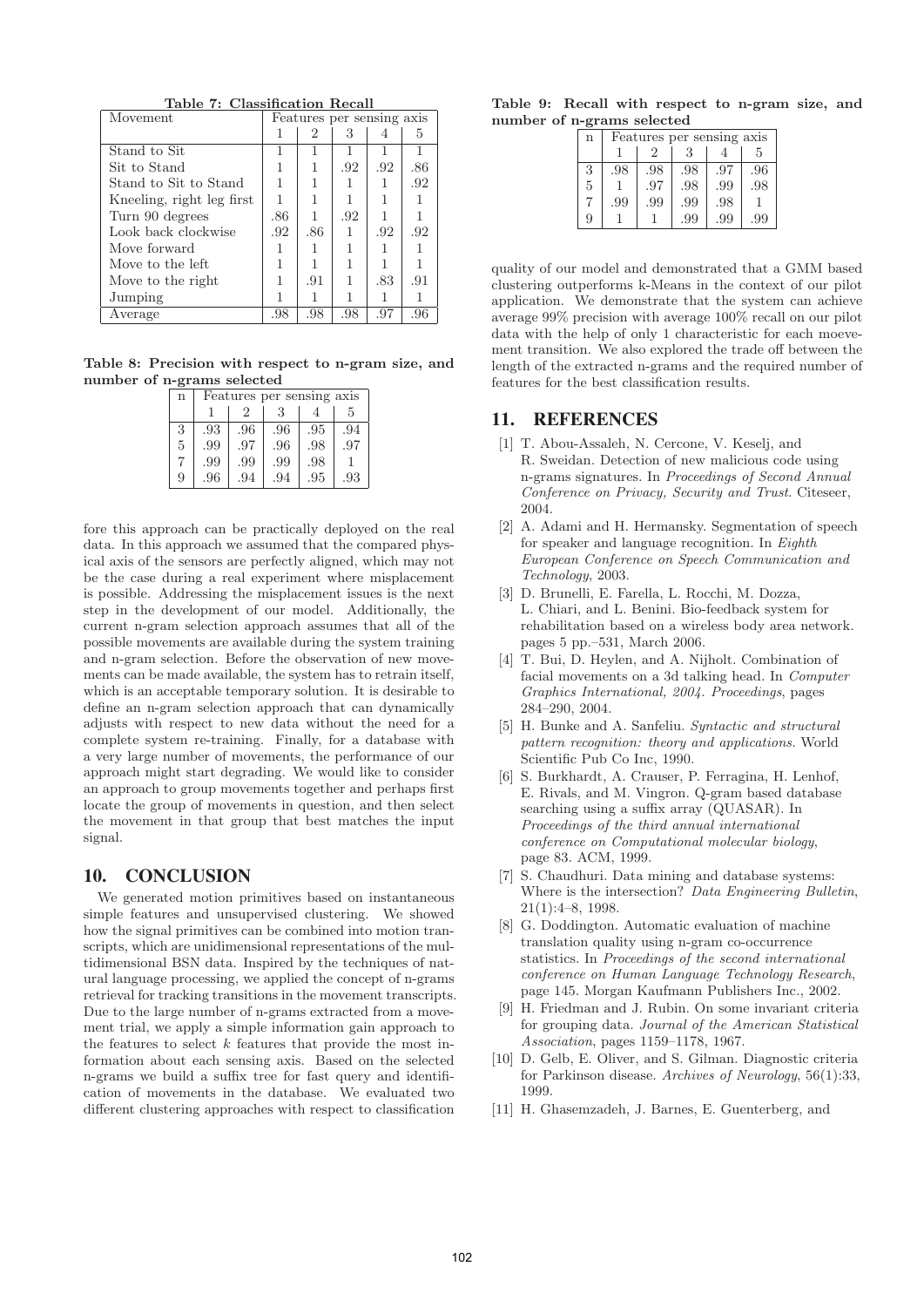**Table 7: Classification Recall**

| Movement | Features per sensing axis | | | | |
|---|---|---|---|---|---|
| | 1 | 2 | 3 | 4 | 5 |
| Stand to Sit | 1 | 1 | 1 | 1 | 1 |
| Sit to Stand | 1 | 1 | .92 | .92 | .86 |
| Stand to Sit to Stand | 1 | 1 | 1 | 1 | .92 |
| Kneeling, right leg first | 1 | 1 | 1 | 1 | 1 |
| Turn 90 degrees | .86 | 1 | .92 | 1 | 1 |
| Look back clockwise | .92 | .86 | 1 | .92 | .92 |
| Move forward | 1 | 1 | 1 | 1 | 1 |
| Move to the left | 1 | 1 | 1 | 1 | 1 |
| Move to the right | 1 | .91 | 1 | .83 | .91 |
| Jumping | 1 | 1 | 1 | 1 | 1 |
| Average | .98 | .98 | .98 | .97 | .96 |

**Table 8: Precision with respect to n-gram size, and number of n-grams selected**

| n | Features per sensing axis | | | | |
|---|---|---|---|---|---|
| | 1 | 2 | 3 | 4 | 5 |
| 3 | .93 | .96 | .96 | .95 | .94 |
| 5 | .99 | .97 | .96 | .98 | .97 |
| 7 | .99 | .99 | .99 | .98 | 1 |
| 9 | .96 | .94 | .94 | .95 | .93 |

fore this approach can be practically deployed on the real data. In this approach we assumed that the compared physical axis of the sensors are perfectly aligned, which may not be the case during a real experiment where misplacement is possible. Addressing the misplacement issues is the next step in the development of our model. Additionally, the current n-gram selection approach assumes that all of the possible movements are available during the system training and n-gram selection. Before the observation of new movements can be made available, the system has to retrain itself, which is an acceptable temporary solution. It is desirable to define an n-gram selection approach that can dynamically adjusts with respect to new data without the need for a complete system re-training. Finally, for a database with a very large number of movements, the performance of our approach might start degrading. We would like to consider an approach to group movements together and perhaps first locate the group of movements in question, and then select the movement in that group that best matches the input signal.

## 10. CONCLUSION

We generated motion primitives based on instantaneous simple features and unsupervised clustering. We showed how the signal primitives can be combined into motion transcripts, which are unidimensional representations of the multidimensional BSN data. Inspired by the techniques of natural language processing, we applied the concept of n-grams retrieval for tracking transitions in the movement transcripts. Due to the large number of n-grams extracted from a movement trial, we apply a simple information gain approach to the features to select $k$ features that provide the most information about each sensing axis. Based on the selected n-grams we build a suffix tree for fast query and identification of movements in the database. We evaluated two different clustering approaches with respect to classification quality of our model and demonstrated that a GMM based clustering outperforms k-Means in the context of our pilot application. We demonstrate that the system can achieve average 99% precision with average 100% recall on our pilot data with the help of only 1 characteristic for each moevement transition. We also explored the trade off between the length of the extracted n-grams and the required number of features for the best classification results.

**Table 9: Recall with respect to n-gram size, and number of n-grams selected**

| n | Features per sensing axis | | | | |
|---|---|---|---|---|---|
| | 1 | 2 | 3 | 4 | 5 |
| 3 | .98 | .98 | .98 | .97 | .96 |
| 5 | 1 | .97 | .98 | .99 | .98 |
| 7 | .99 | .99 | .99 | .98 | 1 |
| 9 | 1 | 1 | .99 | .99 | .99 |

## 11. REFERENCES

[1] T. Abou-Assaleh, N. Cercone, V. Keselj, and R. Sweidan. Detection of new malicious code using n-grams signatures. In *Proceedings of Second Annual Conference on Privacy, Security and Trust*. Citeseer, 2004.

[2] A. Adami and H. Hermansky. Segmentation of speech for speaker and language recognition. In *Eighth European Conference on Speech Communication and Technology*, 2003.

[3] D. Brunelli, E. Farella, L. Rocchi, M. Dozza, L. Chiari, and L. Benini. Bio-feedback system for rehabilitation based on a wireless body area network. pages 5 pp.–531, March 2006.

[4] T. Bui, D. Heylen, and A. Nijholt. Combination of facial movements on a 3d talking head. In *Computer Graphics International, 2004. Proceedings*, pages 284–290, 2004.

[5] H. Bunke and A. Sanfeliu. *Syntactic and structural pattern recognition: theory and applications*. World Scientific Pub Co Inc, 1990.

[6] S. Burkhardt, A. Crauser, P. Ferragina, H. Lenhof, E. Rivals, and M. Vingron. Q-gram based database searching using a suffix array (QUASAR). In *Proceedings of the third annual international conference on Computational molecular biology*, page 83. ACM, 1999.

[7] S. Chaudhuri. Data mining and database systems: Where is the intersection? *Data Engineering Bulletin*, 21(1):4–8, 1998.

[8] G. Doddington. Automatic evaluation of machine translation quality using n-gram co-occurrence statistics. In *Proceedings of the second international conference on Human Language Technology Research*, page 145. Morgan Kaufmann Publishers Inc., 2002.

[9] H. Friedman and J. Rubin. On some invariant criteria for grouping data. *Journal of the American Statistical Association*, pages 1159–1178, 1967.

[10] D. Gelb, E. Oliver, and S. Gilman. Diagnostic criteria for Parkinson disease. *Archives of Neurology*, 56(1):33, 1999.

[11] H. Ghasemzadeh, J. Barnes, E. Guenterberg, and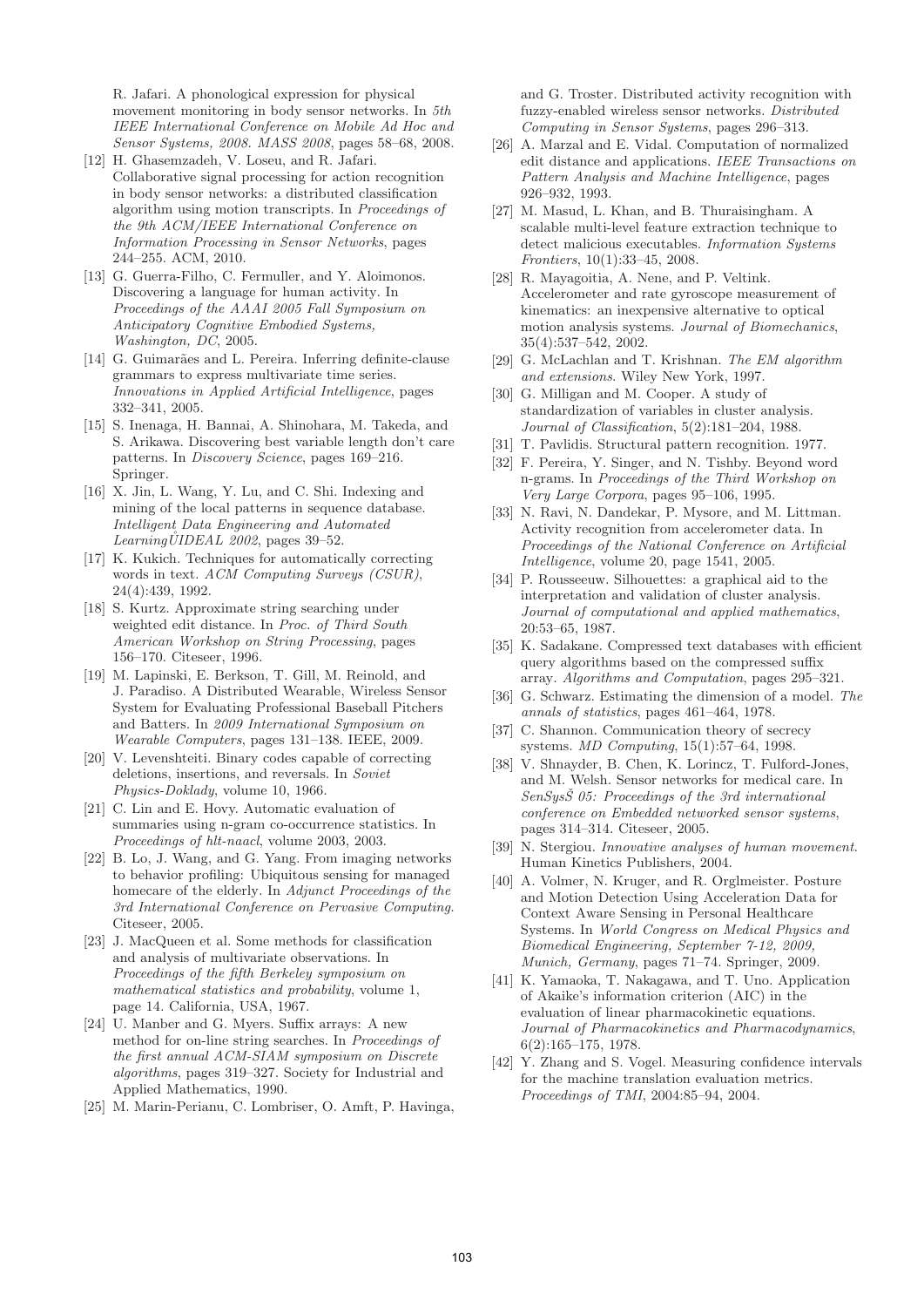R. Jafari. A phonological expression for physical movement monitoring in body sensor networks. In *5th IEEE International Conference on Mobile Ad Hoc and Sensor Systems, 2008. MASS 2008*, pages 58–68, 2008.

[12] H. Ghasemzadeh, V. Loseu, and R. Jafari. Collaborative signal processing for action recognition in body sensor networks: a distributed classification algorithm using motion transcripts. In *Proceedings of the 9th ACM/IEEE International Conference on Information Processing in Sensor Networks*, pages 244–255. ACM, 2010.

[13] G. Guerra-Filho, C. Fermuller, and Y. Aloimonos. Discovering a language for human activity. In *Proceedings of the AAAI 2005 Fall Symposium on Anticipatory Cognitive Embodied Systems, Washington, DC*, 2005.

[14] G. Guimarães and L. Pereira. Inferring definite-clause grammars to express multivariate time series. *Innovations in Applied Artificial Intelligence*, pages 332–341, 2005.

[15] S. Inenaga, H. Bannai, A. Shinohara, M. Takeda, and S. Arikawa. Discovering best variable length don't care patterns. In *Discovery Science*, pages 169–216. Springer.

[16] X. Jin, L. Wang, Y. Lu, and C. Shi. Indexing and mining of the local patterns in sequence database. *Intelligent Data Engineering and Automated LearningŮIDEAL 2002*, pages 39–52.

[17] K. Kukich. Techniques for automatically correcting words in text. *ACM Computing Surveys (CSUR)*, 24(4):439, 1992.

[18] S. Kurtz. Approximate string searching under weighted edit distance. In *Proc. of Third South American Workshop on String Processing*, pages 156–170. Citeseer, 1996.

[19] M. Lapinski, E. Berkson, T. Gill, M. Reinold, and J. Paradiso. A Distributed Wearable, Wireless Sensor System for Evaluating Professional Baseball Pitchers and Batters. In *2009 International Symposium on Wearable Computers*, pages 131–138. IEEE, 2009.

[20] V. Levenshteiti. Binary codes capable of correcting deletions, insertions, and reversals. In *Soviet Physics-Doklady*, volume 10, 1966.

[21] C. Lin and E. Hovy. Automatic evaluation of summaries using n-gram co-occurrence statistics. In *Proceedings of hlt-naacl*, volume 2003, 2003.

[22] B. Lo, J. Wang, and G. Yang. From imaging networks to behavior profiling: Ubiquitous sensing for managed homecare of the elderly. In *Adjunct Proceedings of the 3rd International Conference on Pervasive Computing*. Citeseer, 2005.

[23] J. MacQueen et al. Some methods for classification and analysis of multivariate observations. In *Proceedings of the fifth Berkeley symposium on mathematical statistics and probability*, volume 1, page 14. California, USA, 1967.

[24] U. Manber and G. Myers. Suffix arrays: A new method for on-line string searches. In *Proceedings of the first annual ACM-SIAM symposium on Discrete algorithms*, pages 319–327. Society for Industrial and Applied Mathematics, 1990.

[25] M. Marin-Perianu, C. Lombriser, O. Amft, P. Havinga, and G. Troster. Distributed activity recognition with fuzzy-enabled wireless sensor networks. *Distributed Computing in Sensor Systems*, pages 296–313.

[26] A. Marzal and E. Vidal. Computation of normalized edit distance and applications. *IEEE Transactions on Pattern Analysis and Machine Intelligence*, pages 926–932, 1993.

[27] M. Masud, L. Khan, and B. Thuraisingham. A scalable multi-level feature extraction technique to detect malicious executables. *Information Systems Frontiers*, 10(1):33–45, 2008.

[28] R. Mayagoitia, A. Nene, and P. Veltink. Accelerometer and rate gyroscope measurement of kinematics: an inexpensive alternative to optical motion analysis systems. *Journal of Biomechanics*, 35(4):537–542, 2002.

[29] G. McLachlan and T. Krishnan. *The EM algorithm and extensions*. Wiley New York, 1997.

[30] G. Milligan and M. Cooper. A study of standardization of variables in cluster analysis. *Journal of Classification*, 5(2):181–204, 1988.

[31] T. Pavlidis. Structural pattern recognition. 1977.

[32] F. Pereira, Y. Singer, and N. Tishby. Beyond word n-grams. In *Proceedings of the Third Workshop on Very Large Corpora*, pages 95–106, 1995.

[33] N. Ravi, N. Dandekar, P. Mysore, and M. Littman. Activity recognition from accelerometer data. In *Proceedings of the National Conference on Artificial Intelligence*, volume 20, page 1541, 2005.

[34] P. Rousseeuw. Silhouettes: a graphical aid to the interpretation and validation of cluster analysis. *Journal of computational and applied mathematics*, 20:53–65, 1987.

[35] K. Sadakane. Compressed text databases with efficient query algorithms based on the compressed suffix array. *Algorithms and Computation*, pages 295–321.

[36] G. Schwarz. Estimating the dimension of a model. *The annals of statistics*, pages 461–464, 1978.

[37] C. Shannon. Communication theory of secrecy systems. *MD Computing*, 15(1):57–64, 1998.

[38] V. Shnayder, B. Chen, K. Lorincz, T. Fulford-Jones, and M. Welsh. Sensor networks for medical care. In *SenSysŠ 05: Proceedings of the 3rd international conference on Embedded networked sensor systems*, pages 314–314. Citeseer, 2005.

[39] N. Stergiou. *Innovative analyses of human movement*. Human Kinetics Publishers, 2004.

[40] A. Volmer, N. Kruger, and R. Orglmeister. Posture and Motion Detection Using Acceleration Data for Context Aware Sensing in Personal Healthcare Systems. In *World Congress on Medical Physics and Biomedical Engineering, September 7-12, 2009, Munich, Germany*, pages 71–74. Springer, 2009.

[41] K. Yamaoka, T. Nakagawa, and T. Uno. Application of Akaike's information criterion (AIC) in the evaluation of linear pharmacokinetic equations. *Journal of Pharmacokinetics and Pharmacodynamics*, 6(2):165–175, 1978.

[42] Y. Zhang and S. Vogel. Measuring confidence intervals for the machine translation evaluation metrics. *Proceedings of TMI*, 2004:85–94, 2004.